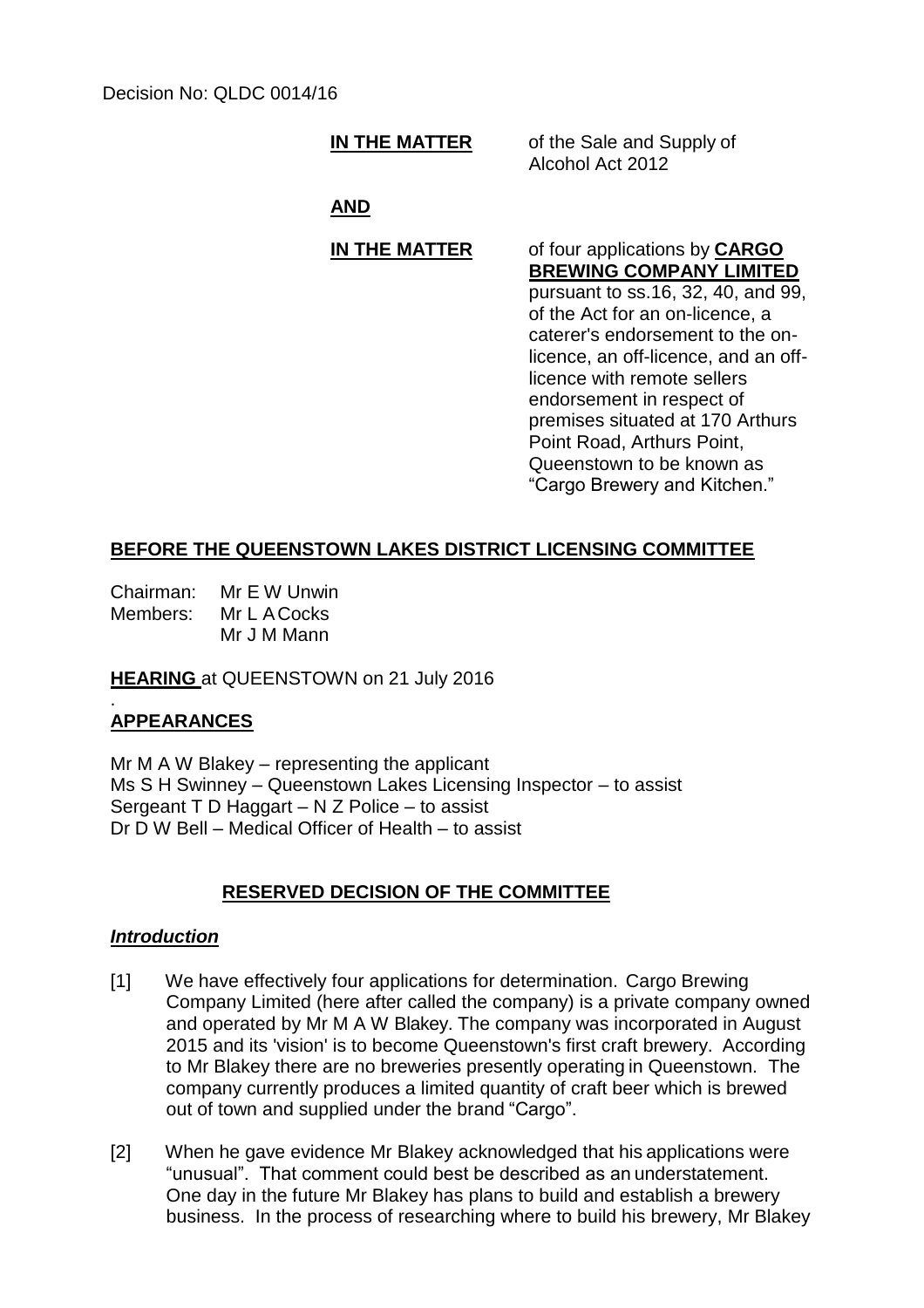Decision No: QLDC 0014/16

**IN THE MATTER** of the Sale and Supply of Alcohol Act 2012

**AND**

**IN THE MATTER** of four applications by **CARGO BREWING COMPANY LIMITED** pursuant to ss.16, 32, 40, and 99, of the Act for an on-licence, a caterer's endorsement to the on-licence, an off-licence, and an off-licence with remote sellers endorsement in respect of premises situated at 170 Arthurs Point Road, Arthurs Point, Queenstown to be known as "Cargo Brewery and Kitchen."

## BEFORE THE QUEENSTOWN LAKES DISTRICT LICENSING COMMITTEE

Chairman: Mr E W Unwin
Members: Mr L A Cocks
Mr J M Mann

**HEARING** at QUEENSTOWN on 21 July 2016

## APPEARANCES

Mr M A W Blakey – representing the applicant
Ms S H Swinney – Queenstown Lakes Licensing Inspector – to assist
Sergeant T D Haggart – N Z Police – to assist
Dr D W Bell – Medical Officer of Health – to assist

## RESERVED DECISION OF THE COMMITTEE

### *Introduction*

[1] We have effectively four applications for determination. Cargo Brewing Company Limited (here after called the company) is a private company owned and operated by Mr M A W Blakey. The company was incorporated in August 2015 and its 'vision' is to become Queenstown's first craft brewery. According to Mr Blakey there are no breweries presently operating in Queenstown. The company currently produces a limited quantity of craft beer which is brewed out of town and supplied under the brand "Cargo".

[2] When he gave evidence Mr Blakey acknowledged that his applications were "unusual". That comment could best be described as an understatement. One day in the future Mr Blakey has plans to build and establish a brewery business. In the process of researching where to build his brewery, Mr Blakey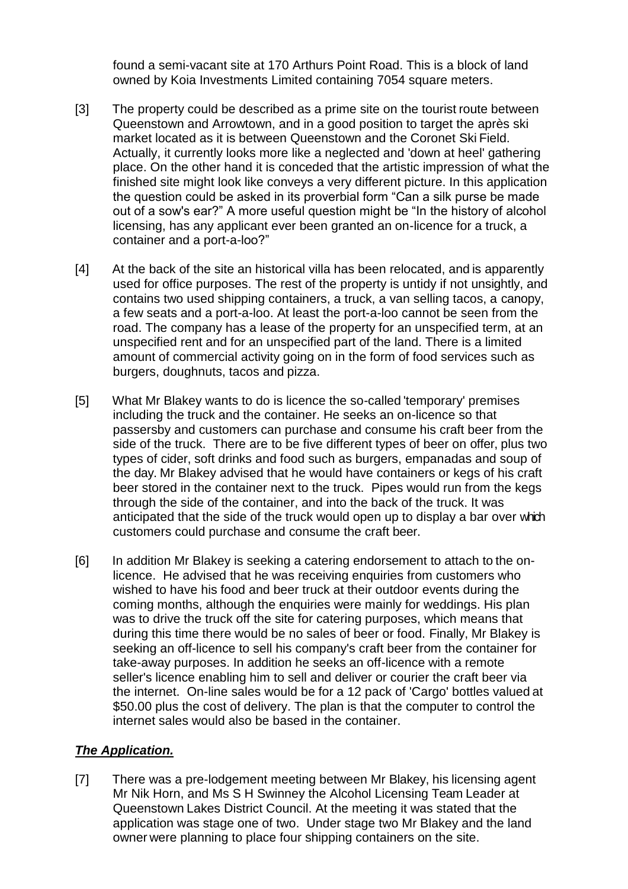found a semi-vacant site at 170 Arthurs Point Road. This is a block of land owned by Koia Investments Limited containing 7054 square meters.

[3] The property could be described as a prime site on the tourist route between Queenstown and Arrowtown, and in a good position to target the après ski market located as it is between Queenstown and the Coronet Ski Field. Actually, it currently looks more like a neglected and 'down at heel' gathering place. On the other hand it is conceded that the artistic impression of what the finished site might look like conveys a very different picture. In this application the question could be asked in its proverbial form "Can a silk purse be made out of a sow's ear?" A more useful question might be "In the history of alcohol licensing, has any applicant ever been granted an on-licence for a truck, a container and a port-a-loo?"

[4] At the back of the site an historical villa has been relocated, and is apparently used for office purposes. The rest of the property is untidy if not unsightly, and contains two used shipping containers, a truck, a van selling tacos, a canopy, a few seats and a port-a-loo. At least the port-a-loo cannot be seen from the road. The company has a lease of the property for an unspecified term, at an unspecified rent and for an unspecified part of the land. There is a limited amount of commercial activity going on in the form of food services such as burgers, doughnuts, tacos and pizza.

[5] What Mr Blakey wants to do is licence the so-called 'temporary' premises including the truck and the container. He seeks an on-licence so that passersby and customers can purchase and consume his craft beer from the side of the truck. There are to be five different types of beer on offer, plus two types of cider, soft drinks and food such as burgers, empanadas and soup of the day. Mr Blakey advised that he would have containers or kegs of his craft beer stored in the container next to the truck. Pipes would run from the kegs through the side of the container, and into the back of the truck. It was anticipated that the side of the truck would open up to display a bar over which customers could purchase and consume the craft beer.

[6] In addition Mr Blakey is seeking a catering endorsement to attach to the on-licence. He advised that he was receiving enquiries from customers who wished to have his food and beer truck at their outdoor events during the coming months, although the enquiries were mainly for weddings. His plan was to drive the truck off the site for catering purposes, which means that during this time there would be no sales of beer or food. Finally, Mr Blakey is seeking an off-licence to sell his company's craft beer from the container for take-away purposes. In addition he seeks an off-licence with a remote seller's licence enabling him to sell and deliver or courier the craft beer via the internet. On-line sales would be for a 12 pack of 'Cargo' bottles valued at $50.00 plus the cost of delivery. The plan is that the computer to control the internet sales would also be based in the container.

## ***The Application.***

[7] There was a pre-lodgement meeting between Mr Blakey, his licensing agent Mr Nik Horn, and Ms S H Swinney the Alcohol Licensing Team Leader at Queenstown Lakes District Council. At the meeting it was stated that the application was stage one of two. Under stage two Mr Blakey and the land owner were planning to place four shipping containers on the site.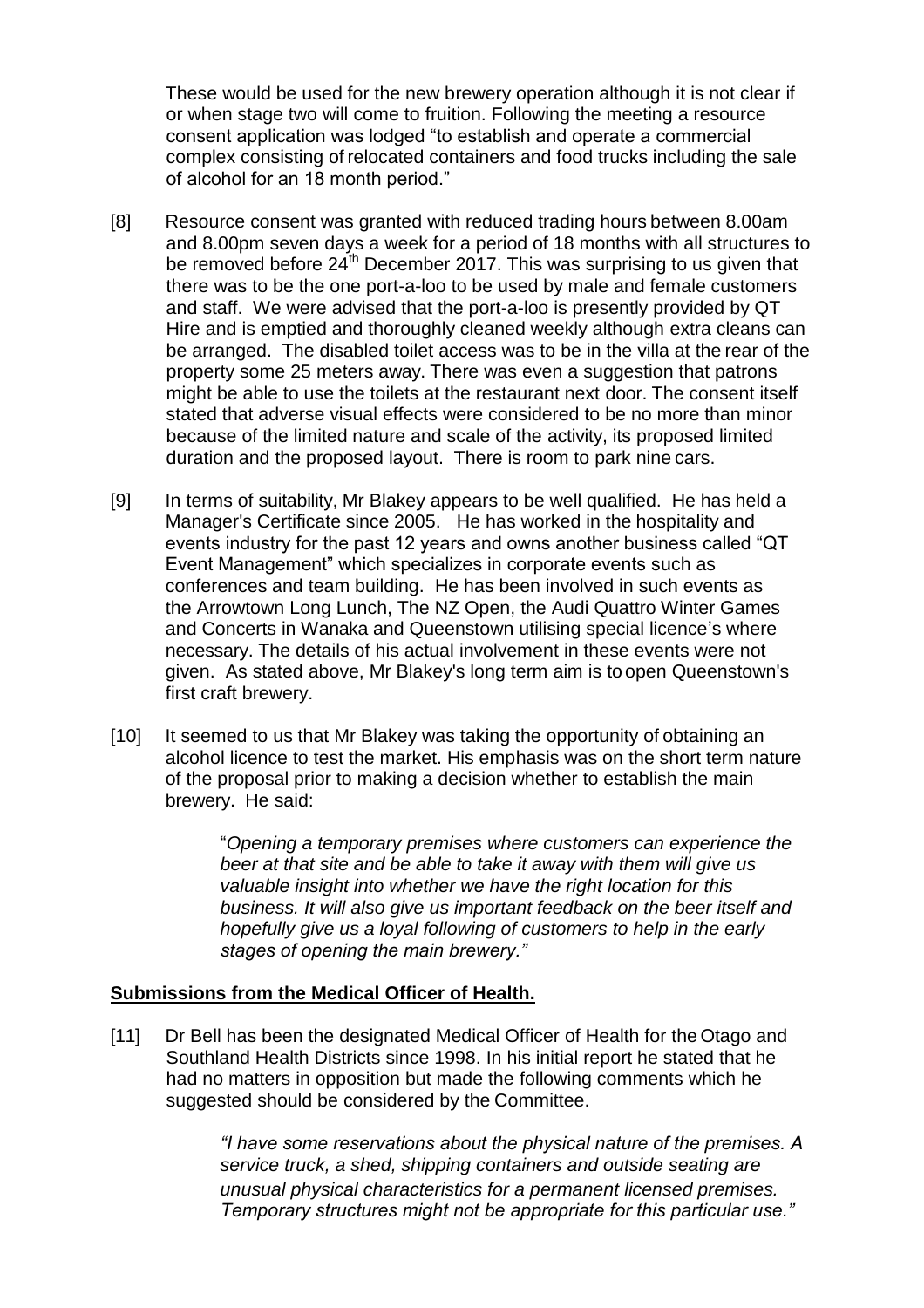These would be used for the new brewery operation although it is not clear if or when stage two will come to fruition. Following the meeting a resource consent application was lodged "to establish and operate a commercial complex consisting of relocated containers and food trucks including the sale of alcohol for an 18 month period."

[8] Resource consent was granted with reduced trading hours between 8.00am and 8.00pm seven days a week for a period of 18 months with all structures to be removed before 24th December 2017. This was surprising to us given that there was to be the one port-a-loo to be used by male and female customers and staff. We were advised that the port-a-loo is presently provided by QT Hire and is emptied and thoroughly cleaned weekly although extra cleans can be arranged. The disabled toilet access was to be in the villa at the rear of the property some 25 meters away. There was even a suggestion that patrons might be able to use the toilets at the restaurant next door. The consent itself stated that adverse visual effects were considered to be no more than minor because of the limited nature and scale of the activity, its proposed limited duration and the proposed layout. There is room to park nine cars.

[9] In terms of suitability, Mr Blakey appears to be well qualified. He has held a Manager's Certificate since 2005. He has worked in the hospitality and events industry for the past 12 years and owns another business called "QT Event Management" which specializes in corporate events such as conferences and team building. He has been involved in such events as the Arrowtown Long Lunch, The NZ Open, the Audi Quattro Winter Games and Concerts in Wanaka and Queenstown utilising special licence's where necessary. The details of his actual involvement in these events were not given. As stated above, Mr Blakey's long term aim is to open Queenstown's first craft brewery.

[10] It seemed to us that Mr Blakey was taking the opportunity of obtaining an alcohol licence to test the market. His emphasis was on the short term nature of the proposal prior to making a decision whether to establish the main brewery. He said:

> "*Opening a temporary premises where customers can experience the beer at that site and be able to take it away with them will give us valuable insight into whether we have the right location for this business. It will also give us important feedback on the beer itself and hopefully give us a loyal following of customers to help in the early stages of opening the main brewery."*

**Submissions from the Medical Officer of Health.**

[11] Dr Bell has been the designated Medical Officer of Health for the Otago and Southland Health Districts since 1998. In his initial report he stated that he had no matters in opposition but made the following comments which he suggested should be considered by the Committee.

> *"I have some reservations about the physical nature of the premises. A service truck, a shed, shipping containers and outside seating are unusual physical characteristics for a permanent licensed premises. Temporary structures might not be appropriate for this particular use."*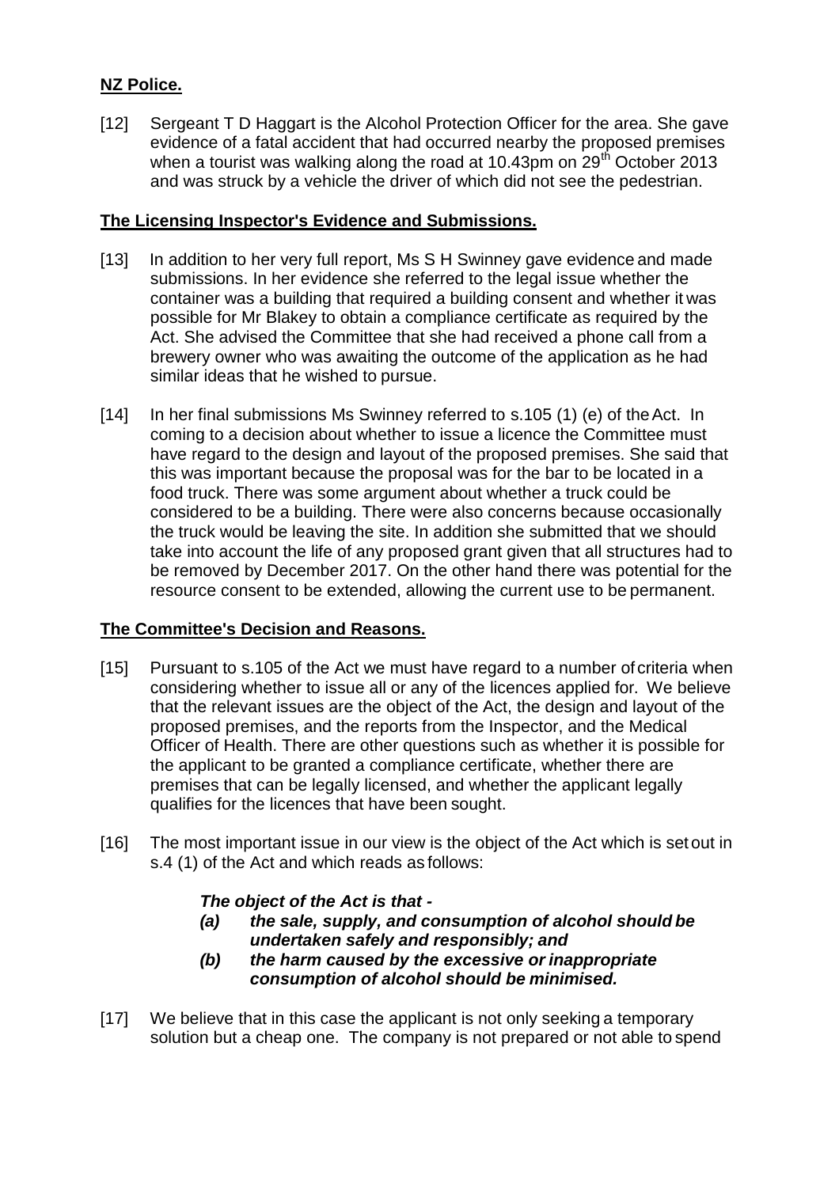**NZ Police.**

[12] Sergeant T D Haggart is the Alcohol Protection Officer for the area. She gave evidence of a fatal accident that had occurred nearby the proposed premises when a tourist was walking along the road at 10.43pm on 29th October 2013 and was struck by a vehicle the driver of which did not see the pedestrian.

**The Licensing Inspector's Evidence and Submissions.**

[13] In addition to her very full report, Ms S H Swinney gave evidence and made submissions. In her evidence she referred to the legal issue whether the container was a building that required a building consent and whether it was possible for Mr Blakey to obtain a compliance certificate as required by the Act. She advised the Committee that she had received a phone call from a brewery owner who was awaiting the outcome of the application as he had similar ideas that he wished to pursue.

[14] In her final submissions Ms Swinney referred to s.105 (1) (e) of the Act. In coming to a decision about whether to issue a licence the Committee must have regard to the design and layout of the proposed premises. She said that this was important because the proposal was for the bar to be located in a food truck. There was some argument about whether a truck could be considered to be a building. There were also concerns because occasionally the truck would be leaving the site. In addition she submitted that we should take into account the life of any proposed grant given that all structures had to be removed by December 2017. On the other hand there was potential for the resource consent to be extended, allowing the current use to be permanent.

**The Committee's Decision and Reasons.**

[15] Pursuant to s.105 of the Act we must have regard to a number of criteria when considering whether to issue all or any of the licences applied for. We believe that the relevant issues are the object of the Act, the design and layout of the proposed premises, and the reports from the Inspector, and the Medical Officer of Health. There are other questions such as whether it is possible for the applicant to be granted a compliance certificate, whether there are premises that can be legally licensed, and whether the applicant legally qualifies for the licences that have been sought.

[16] The most important issue in our view is the object of the Act which is set out in s.4 (1) of the Act and which reads as follows:

> ***The object of the Act is that -***
>
> ***(a) the sale, supply, and consumption of alcohol should be undertaken safely and responsibly; and***
>
> ***(b) the harm caused by the excessive or inappropriate consumption of alcohol should be minimised.***

[17] We believe that in this case the applicant is not only seeking a temporary solution but a cheap one. The company is not prepared or not able to spend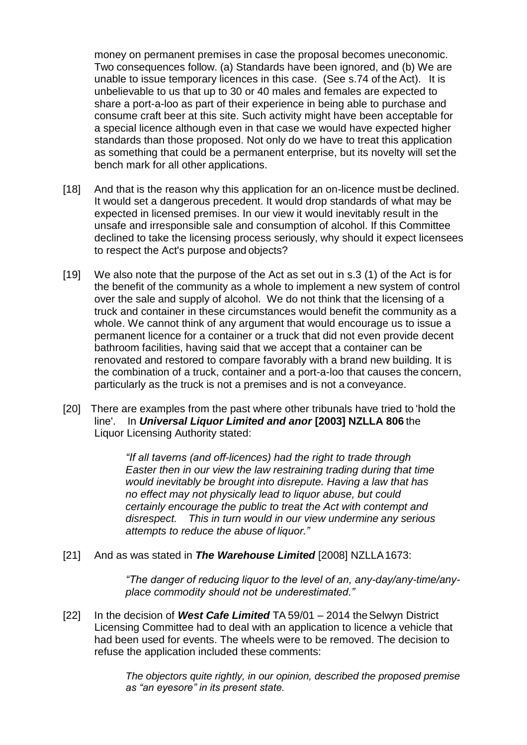money on permanent premises in case the proposal becomes uneconomic. Two consequences follow. (a) Standards have been ignored, and (b) We are unable to issue temporary licences in this case. (See s.74 of the Act). It is unbelievable to us that up to 30 or 40 males and females are expected to share a port-a-loo as part of their experience in being able to purchase and consume craft beer at this site. Such activity might have been acceptable for a special licence although even in that case we would have expected higher standards than those proposed. Not only do we have to treat this application as something that could be a permanent enterprise, but its novelty will set the bench mark for all other applications.

[18] And that is the reason why this application for an on-licence must be declined. It would set a dangerous precedent. It would drop standards of what may be expected in licensed premises. In our view it would inevitably result in the unsafe and irresponsible sale and consumption of alcohol. If this Committee declined to take the licensing process seriously, why should it expect licensees to respect the Act's purpose and objects?

[19] We also note that the purpose of the Act as set out in s.3 (1) of the Act is for the benefit of the community as a whole to implement a new system of control over the sale and supply of alcohol. We do not think that the licensing of a truck and container in these circumstances would benefit the community as a whole. We cannot think of any argument that would encourage us to issue a permanent licence for a container or a truck that did not even provide decent bathroom facilities, having said that we accept that a container can be renovated and restored to compare favorably with a brand new building. It is the combination of a truck, container and a port-a-loo that causes the concern, particularly as the truck is not a premises and is not a conveyance.

[20] There are examples from the past where other tribunals have tried to 'hold the line'. In ***Universal Liquor Limited and anor* [2003] NZLLA 806** the Liquor Licensing Authority stated:

> *"If all taverns (and off-licences) had the right to trade through Easter then in our view the law restraining trading during that time would inevitably be brought into disrepute. Having a law that has no effect may not physically lead to liquor abuse, but could certainly encourage the public to treat the Act with contempt and disrespect. This in turn would in our view undermine any serious attempts to reduce the abuse of liquor."*

[21] And as was stated in ***The Warehouse Limited*** [2008] NZLLA 1673:

> *"The danger of reducing liquor to the level of an, any-day/any-time/any-place commodity should not be underestimated."*

[22] In the decision of ***West Cafe Limited*** TA 59/01 – 2014 the Selwyn District Licensing Committee had to deal with an application to licence a vehicle that had been used for events. The wheels were to be removed. The decision to refuse the application included these comments:

> *The objectors quite rightly, in our opinion, described the proposed premise as "an eyesore" in its present state.*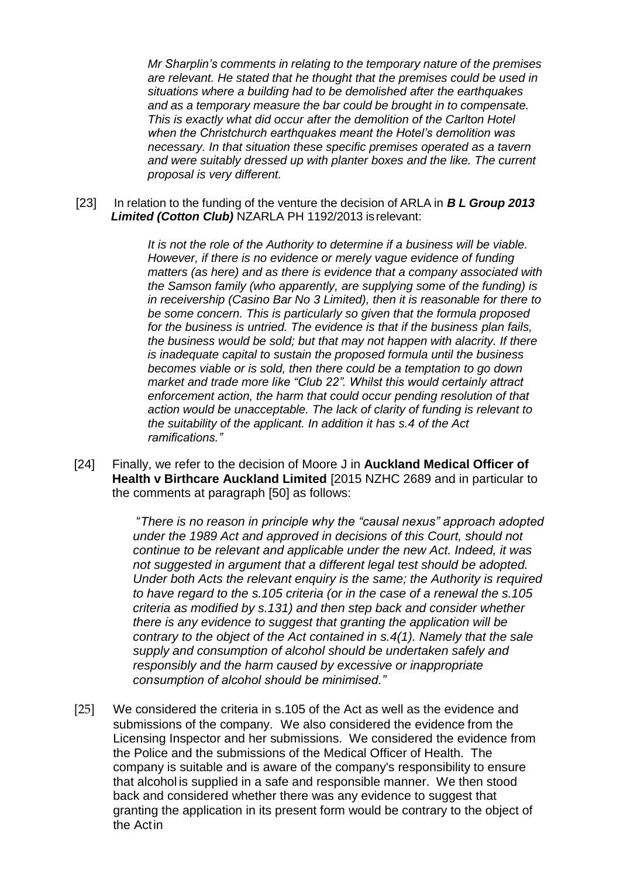*Mr Sharplin's comments in relating to the temporary nature of the premises are relevant. He stated that he thought that the premises could be used in situations where a building had to be demolished after the earthquakes and as a temporary measure the bar could be brought in to compensate. This is exactly what did occur after the demolition of the Carlton Hotel when the Christchurch earthquakes meant the Hotel's demolition was necessary. In that situation these specific premises operated as a tavern and were suitably dressed up with planter boxes and the like. The current proposal is very different.*

[23] In relation to the funding of the venture the decision of ARLA in ***B L Group 2013 Limited (Cotton Club)*** NZARLA PH 1192/2013 is relevant:

> *It is not the role of the Authority to determine if a business will be viable. However, if there is no evidence or merely vague evidence of funding matters (as here) and as there is evidence that a company associated with the Samson family (who apparently, are supplying some of the funding) is in receivership (Casino Bar No 3 Limited), then it is reasonable for there to be some concern. This is particularly so given that the formula proposed for the business is untried. The evidence is that if the business plan fails, the business would be sold; but that may not happen with alacrity. If there is inadequate capital to sustain the proposed formula until the business becomes viable or is sold, then there could be a temptation to go down market and trade more like "Club 22". Whilst this would certainly attract enforcement action, the harm that could occur pending resolution of that action would be unacceptable. The lack of clarity of funding is relevant to the suitability of the applicant. In addition it has s.4 of the Act ramifications."*

[24] Finally, we refer to the decision of Moore J in **Auckland Medical Officer of Health v Birthcare Auckland Limited** [2015 NZHC 2689 and in particular to the comments at paragraph [50] as follows:

> "*There is no reason in principle why the "causal nexus" approach adopted under the 1989 Act and approved in decisions of this Court, should not continue to be relevant and applicable under the new Act. Indeed, it was not suggested in argument that a different legal test should be adopted. Under both Acts the relevant enquiry is the same; the Authority is required to have regard to the s.105 criteria (or in the case of a renewal the s.105 criteria as modified by s.131) and then step back and consider whether there is any evidence to suggest that granting the application will be contrary to the object of the Act contained in s.4(1). Namely that the sale supply and consumption of alcohol should be undertaken safely and responsibly and the harm caused by excessive or inappropriate consumption of alcohol should be minimised."*

[25] We considered the criteria in s.105 of the Act as well as the evidence and submissions of the company. We also considered the evidence from the Licensing Inspector and her submissions. We considered the evidence from the Police and the submissions of the Medical Officer of Health. The company is suitable and is aware of the company's responsibility to ensure that alcohol is supplied in a safe and responsible manner. We then stood back and considered whether there was any evidence to suggest that granting the application in its present form would be contrary to the object of the Actin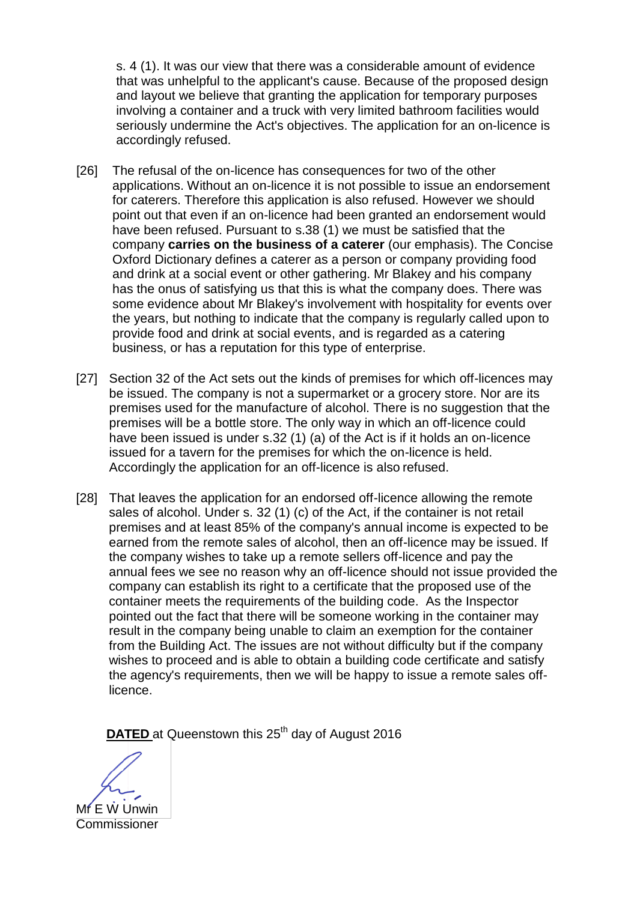s. 4 (1). It was our view that there was a considerable amount of evidence that was unhelpful to the applicant's cause. Because of the proposed design and layout we believe that granting the application for temporary purposes involving a container and a truck with very limited bathroom facilities would seriously undermine the Act's objectives. The application for an on-licence is accordingly refused.

[26] The refusal of the on-licence has consequences for two of the other applications. Without an on-licence it is not possible to issue an endorsement for caterers. Therefore this application is also refused. However we should point out that even if an on-licence had been granted an endorsement would have been refused. Pursuant to s.38 (1) we must be satisfied that the company **carries on the business of a caterer** (our emphasis). The Concise Oxford Dictionary defines a caterer as a person or company providing food and drink at a social event or other gathering. Mr Blakey and his company has the onus of satisfying us that this is what the company does. There was some evidence about Mr Blakey's involvement with hospitality for events over the years, but nothing to indicate that the company is regularly called upon to provide food and drink at social events, and is regarded as a catering business, or has a reputation for this type of enterprise.

[27] Section 32 of the Act sets out the kinds of premises for which off-licences may be issued. The company is not a supermarket or a grocery store. Nor are its premises used for the manufacture of alcohol. There is no suggestion that the premises will be a bottle store. The only way in which an off-licence could have been issued is under s.32 (1) (a) of the Act is if it holds an on-licence issued for a tavern for the premises for which the on-licence is held. Accordingly the application for an off-licence is also refused.

[28] That leaves the application for an endorsed off-licence allowing the remote sales of alcohol. Under s. 32 (1) (c) of the Act, if the container is not retail premises and at least 85% of the company's annual income is expected to be earned from the remote sales of alcohol, then an off-licence may be issued. If the company wishes to take up a remote sellers off-licence and pay the annual fees we see no reason why an off-licence should not issue provided the company can establish its right to a certificate that the proposed use of the container meets the requirements of the building code. As the Inspector pointed out the fact that there will be someone working in the container may result in the company being unable to claim an exemption for the container from the Building Act. The issues are not without difficulty but if the company wishes to proceed and is able to obtain a building code certificate and satisfy the agency's requirements, then we will be happy to issue a remote sales off-licence.

**DATED** at Queenstown this 25th day of August 2016

Mr E W Unwin
Commissioner